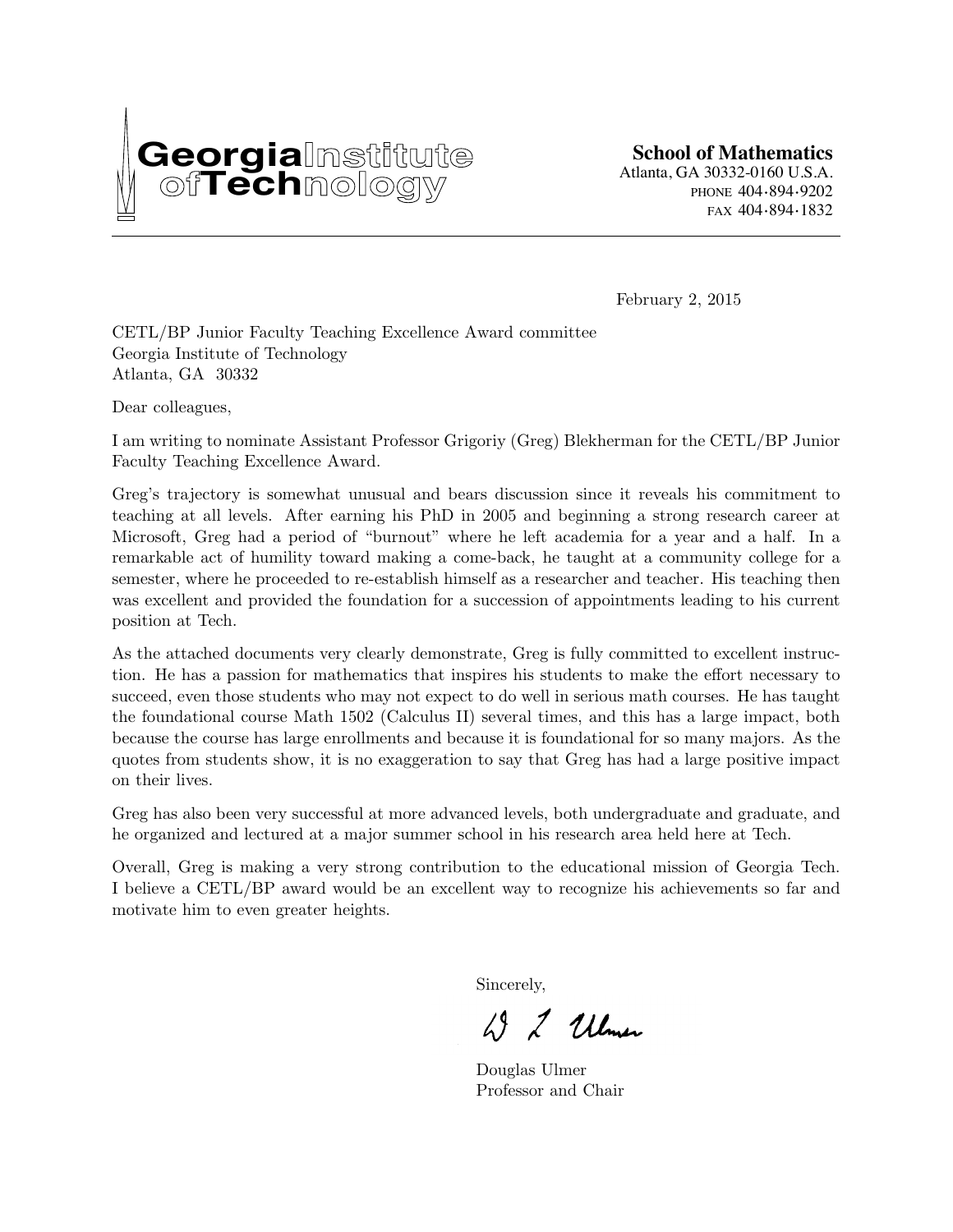Georgia Institute of Technology

**School of Mathematics**
Atlanta, GA 30332-0160 U.S.A.
PHONE 404·894·9202
FAX 404·894·1832

February 2, 2015

CETL/BP Junior Faculty Teaching Excellence Award committee
Georgia Institute of Technology
Atlanta, GA 30332

Dear colleagues,

I am writing to nominate Assistant Professor Grigoriy (Greg) Blekherman for the CETL/BP Junior Faculty Teaching Excellence Award.

Greg's trajectory is somewhat unusual and bears discussion since it reveals his commitment to teaching at all levels. After earning his PhD in 2005 and beginning a strong research career at Microsoft, Greg had a period of "burnout" where he left academia for a year and a half. In a remarkable act of humility toward making a come-back, he taught at a community college for a semester, where he proceeded to re-establish himself as a researcher and teacher. His teaching then was excellent and provided the foundation for a succession of appointments leading to his current position at Tech.

As the attached documents very clearly demonstrate, Greg is fully committed to excellent instruction. He has a passion for mathematics that inspires his students to make the effort necessary to succeed, even those students who may not expect to do well in serious math courses. He has taught the foundational course Math 1502 (Calculus II) several times, and this has a large impact, both because the course has large enrollments and because it is foundational for so many majors. As the quotes from students show, it is no exaggeration to say that Greg has had a large positive impact on their lives.

Greg has also been very successful at more advanced levels, both undergraduate and graduate, and he organized and lectured at a major summer school in his research area held here at Tech.

Overall, Greg is making a very strong contribution to the educational mission of Georgia Tech. I believe a CETL/BP award would be an excellent way to recognize his achievements so far and motivate him to even greater heights.

Sincerely,

D L Ulmer

Douglas Ulmer
Professor and Chair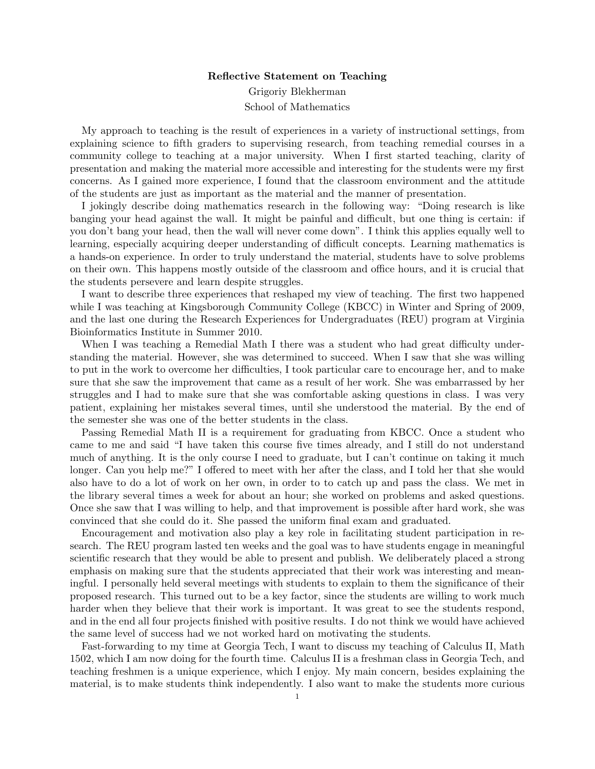**Reflective Statement on Teaching**

Grigoriy Blekherman

School of Mathematics

My approach to teaching is the result of experiences in a variety of instructional settings, from explaining science to fifth graders to supervising research, from teaching remedial courses in a community college to teaching at a major university. When I first started teaching, clarity of presentation and making the material more accessible and interesting for the students were my first concerns. As I gained more experience, I found that the classroom environment and the attitude of the students are just as important as the material and the manner of presentation.

I jokingly describe doing mathematics research in the following way: "Doing research is like banging your head against the wall. It might be painful and difficult, but one thing is certain: if you don't bang your head, then the wall will never come down". I think this applies equally well to learning, especially acquiring deeper understanding of difficult concepts. Learning mathematics is a hands-on experience. In order to truly understand the material, students have to solve problems on their own. This happens mostly outside of the classroom and office hours, and it is crucial that the students persevere and learn despite struggles.

I want to describe three experiences that reshaped my view of teaching. The first two happened while I was teaching at Kingsborough Community College (KBCC) in Winter and Spring of 2009, and the last one during the Research Experiences for Undergraduates (REU) program at Virginia Bioinformatics Institute in Summer 2010.

When I was teaching a Remedial Math I there was a student who had great difficulty understanding the material. However, she was determined to succeed. When I saw that she was willing to put in the work to overcome her difficulties, I took particular care to encourage her, and to make sure that she saw the improvement that came as a result of her work. She was embarrassed by her struggles and I had to make sure that she was comfortable asking questions in class. I was very patient, explaining her mistakes several times, until she understood the material. By the end of the semester she was one of the better students in the class.

Passing Remedial Math II is a requirement for graduating from KBCC. Once a student who came to me and said "I have taken this course five times already, and I still do not understand much of anything. It is the only course I need to graduate, but I can't continue on taking it much longer. Can you help me?" I offered to meet with her after the class, and I told her that she would also have to do a lot of work on her own, in order to to catch up and pass the class. We met in the library several times a week for about an hour; she worked on problems and asked questions. Once she saw that I was willing to help, and that improvement is possible after hard work, she was convinced that she could do it. She passed the uniform final exam and graduated.

Encouragement and motivation also play a key role in facilitating student participation in research. The REU program lasted ten weeks and the goal was to have students engage in meaningful scientific research that they would be able to present and publish. We deliberately placed a strong emphasis on making sure that the students appreciated that their work was interesting and meaningful. I personally held several meetings with students to explain to them the significance of their proposed research. This turned out to be a key factor, since the students are willing to work much harder when they believe that their work is important. It was great to see the students respond, and in the end all four projects finished with positive results. I do not think we would have achieved the same level of success had we not worked hard on motivating the students.

Fast-forwarding to my time at Georgia Tech, I want to discuss my teaching of Calculus II, Math 1502, which I am now doing for the fourth time. Calculus II is a freshman class in Georgia Tech, and teaching freshmen is a unique experience, which I enjoy. My main concern, besides explaining the material, is to make students think independently. I also want to make the students more curious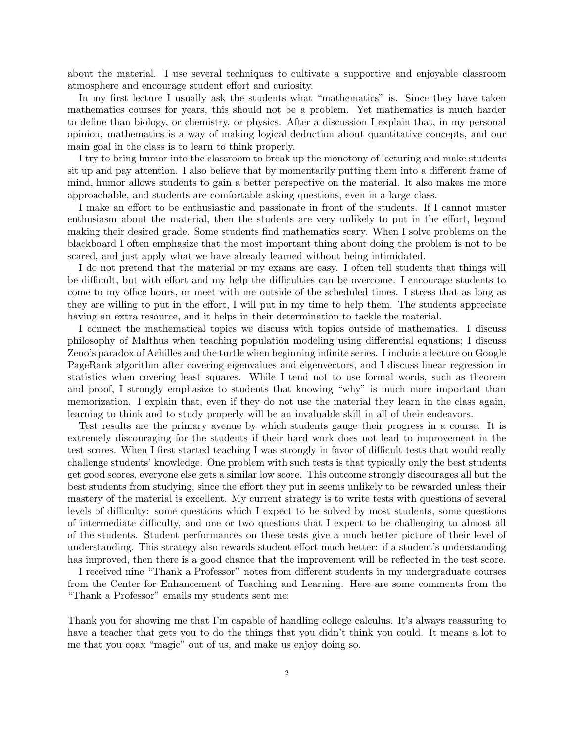about the material. I use several techniques to cultivate a supportive and enjoyable classroom atmosphere and encourage student effort and curiosity.

In my first lecture I usually ask the students what "mathematics" is. Since they have taken mathematics courses for years, this should not be a problem. Yet mathematics is much harder to define than biology, or chemistry, or physics. After a discussion I explain that, in my personal opinion, mathematics is a way of making logical deduction about quantitative concepts, and our main goal in the class is to learn to think properly.

I try to bring humor into the classroom to break up the monotony of lecturing and make students sit up and pay attention. I also believe that by momentarily putting them into a different frame of mind, humor allows students to gain a better perspective on the material. It also makes me more approachable, and students are comfortable asking questions, even in a large class.

I make an effort to be enthusiastic and passionate in front of the students. If I cannot muster enthusiasm about the material, then the students are very unlikely to put in the effort, beyond making their desired grade. Some students find mathematics scary. When I solve problems on the blackboard I often emphasize that the most important thing about doing the problem is not to be scared, and just apply what we have already learned without being intimidated.

I do not pretend that the material or my exams are easy. I often tell students that things will be difficult, but with effort and my help the difficulties can be overcome. I encourage students to come to my office hours, or meet with me outside of the scheduled times. I stress that as long as they are willing to put in the effort, I will put in my time to help them. The students appreciate having an extra resource, and it helps in their determination to tackle the material.

I connect the mathematical topics we discuss with topics outside of mathematics. I discuss philosophy of Malthus when teaching population modeling using differential equations; I discuss Zeno's paradox of Achilles and the turtle when beginning infinite series. I include a lecture on Google PageRank algorithm after covering eigenvalues and eigenvectors, and I discuss linear regression in statistics when covering least squares. While I tend not to use formal words, such as theorem and proof, I strongly emphasize to students that knowing "why" is much more important than memorization. I explain that, even if they do not use the material they learn in the class again, learning to think and to study properly will be an invaluable skill in all of their endeavors.

Test results are the primary avenue by which students gauge their progress in a course. It is extremely discouraging for the students if their hard work does not lead to improvement in the test scores. When I first started teaching I was strongly in favor of difficult tests that would really challenge students' knowledge. One problem with such tests is that typically only the best students get good scores, everyone else gets a similar low score. This outcome strongly discourages all but the best students from studying, since the effort they put in seems unlikely to be rewarded unless their mastery of the material is excellent. My current strategy is to write tests with questions of several levels of difficulty: some questions which I expect to be solved by most students, some questions of intermediate difficulty, and one or two questions that I expect to be challenging to almost all of the students. Student performances on these tests give a much better picture of their level of understanding. This strategy also rewards student effort much better: if a student's understanding has improved, then there is a good chance that the improvement will be reflected in the test score.

I received nine "Thank a Professor" notes from different students in my undergraduate courses from the Center for Enhancement of Teaching and Learning. Here are some comments from the "Thank a Professor" emails my students sent me:

Thank you for showing me that I'm capable of handling college calculus. It's always reassuring to have a teacher that gets you to do the things that you didn't think you could. It means a lot to me that you coax "magic" out of us, and make us enjoy doing so.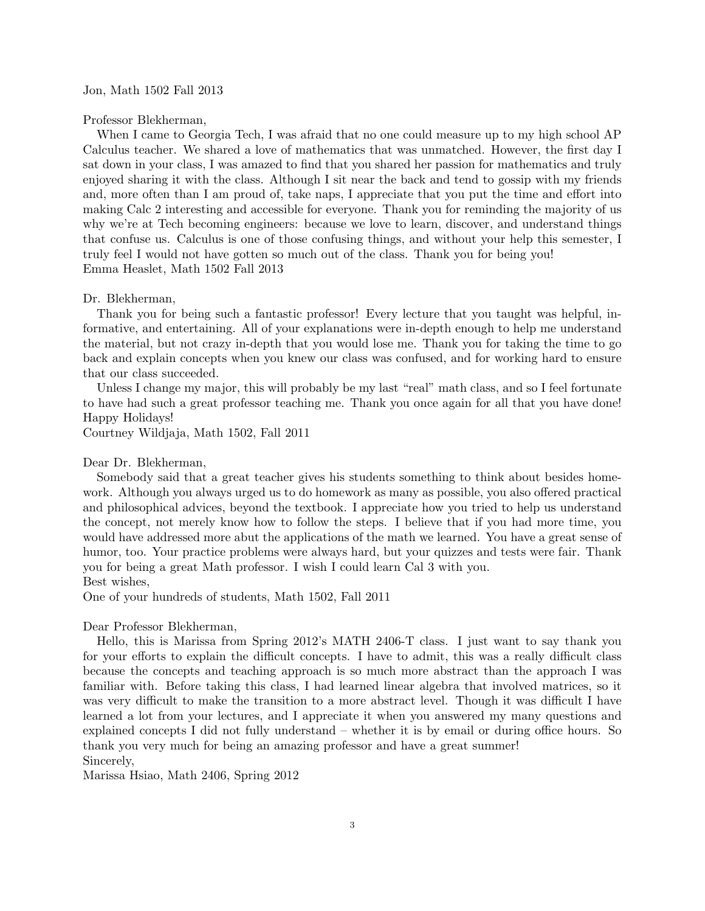Jon, Math 1502 Fall 2013

Professor Blekherman,

When I came to Georgia Tech, I was afraid that no one could measure up to my high school AP Calculus teacher. We shared a love of mathematics that was unmatched. However, the first day I sat down in your class, I was amazed to find that you shared her passion for mathematics and truly enjoyed sharing it with the class. Although I sit near the back and tend to gossip with my friends and, more often than I am proud of, take naps, I appreciate that you put the time and effort into making Calc 2 interesting and accessible for everyone. Thank you for reminding the majority of us why we're at Tech becoming engineers: because we love to learn, discover, and understand things that confuse us. Calculus is one of those confusing things, and without your help this semester, I truly feel I would not have gotten so much out of the class. Thank you for being you!
Emma Heaslet, Math 1502 Fall 2013

Dr. Blekherman,

Thank you for being such a fantastic professor! Every lecture that you taught was helpful, informative, and entertaining. All of your explanations were in-depth enough to help me understand the material, but not crazy in-depth that you would lose me. Thank you for taking the time to go back and explain concepts when you knew our class was confused, and for working hard to ensure that our class succeeded.

Unless I change my major, this will probably be my last "real" math class, and so I feel fortunate to have had such a great professor teaching me. Thank you once again for all that you have done! Happy Holidays!
Courtney Wildjaja, Math 1502, Fall 2011

Dear Dr. Blekherman,

Somebody said that a great teacher gives his students something to think about besides homework. Although you always urged us to do homework as many as possible, you also offered practical and philosophical advices, beyond the textbook. I appreciate how you tried to help us understand the concept, not merely know how to follow the steps. I believe that if you had more time, you would have addressed more abut the applications of the math we learned. You have a great sense of humor, too. Your practice problems were always hard, but your quizzes and tests were fair. Thank you for being a great Math professor. I wish I could learn Cal 3 with you.
Best wishes,
One of your hundreds of students, Math 1502, Fall 2011

Dear Professor Blekherman,

Hello, this is Marissa from Spring 2012's MATH 2406-T class. I just want to say thank you for your efforts to explain the difficult concepts. I have to admit, this was a really difficult class because the concepts and teaching approach is so much more abstract than the approach I was familiar with. Before taking this class, I had learned linear algebra that involved matrices, so it was very difficult to make the transition to a more abstract level. Though it was difficult I have learned a lot from your lectures, and I appreciate it when you answered my many questions and explained concepts I did not fully understand – whether it is by email or during office hours. So thank you very much for being an amazing professor and have a great summer!
Sincerely,
Marissa Hsiao, Math 2406, Spring 2012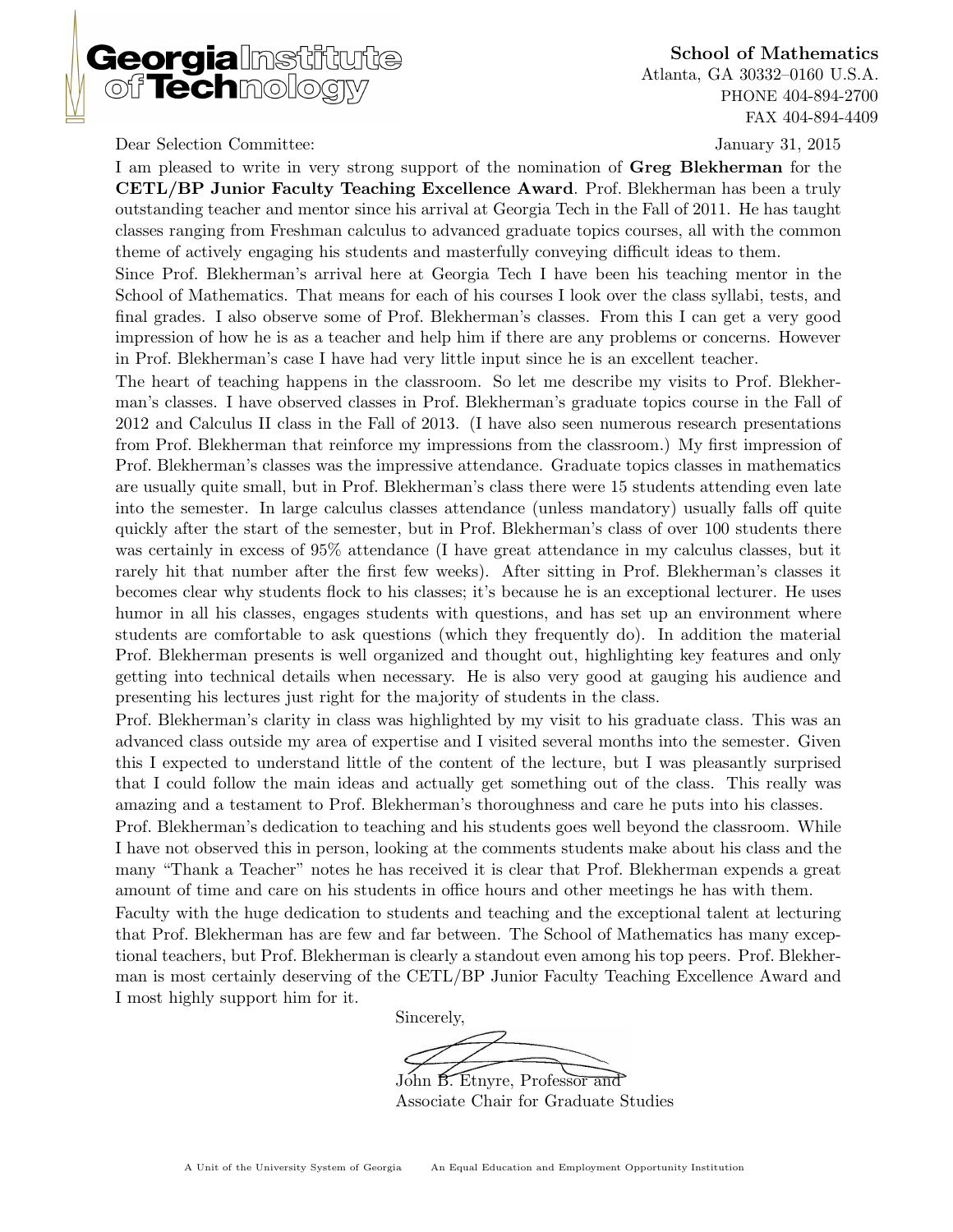Georgia Institute of Technology

**School of Mathematics**
Atlanta, GA 30332–0160 U.S.A.
PHONE 404-894-2700
FAX 404-894-4409

Dear Selection Committee:

January 31, 2015

I am pleased to write in very strong support of the nomination of **Greg Blekherman** for the **CETL/BP Junior Faculty Teaching Excellence Award**. Prof. Blekherman has been a truly outstanding teacher and mentor since his arrival at Georgia Tech in the Fall of 2011. He has taught classes ranging from Freshman calculus to advanced graduate topics courses, all with the common theme of actively engaging his students and masterfully conveying difficult ideas to them.

Since Prof. Blekherman's arrival here at Georgia Tech I have been his teaching mentor in the School of Mathematics. That means for each of his courses I look over the class syllabi, tests, and final grades. I also observe some of Prof. Blekherman's classes. From this I can get a very good impression of how he is as a teacher and help him if there are any problems or concerns. However in Prof. Blekherman's case I have had very little input since he is an excellent teacher.

The heart of teaching happens in the classroom. So let me describe my visits to Prof. Blekherman's classes. I have observed classes in Prof. Blekherman's graduate topics course in the Fall of 2012 and Calculus II class in the Fall of 2013. (I have also seen numerous research presentations from Prof. Blekherman that reinforce my impressions from the classroom.) My first impression of Prof. Blekherman's classes was the impressive attendance. Graduate topics classes in mathematics are usually quite small, but in Prof. Blekherman's class there were 15 students attending even late into the semester. In large calculus classes attendance (unless mandatory) usually falls off quite quickly after the start of the semester, but in Prof. Blekherman's class of over 100 students there was certainly in excess of 95% attendance (I have great attendance in my calculus classes, but it rarely hit that number after the first few weeks). After sitting in Prof. Blekherman's classes it becomes clear why students flock to his classes; it's because he is an exceptional lecturer. He uses humor in all his classes, engages students with questions, and has set up an environment where students are comfortable to ask questions (which they frequently do). In addition the material Prof. Blekherman presents is well organized and thought out, highlighting key features and only getting into technical details when necessary. He is also very good at gauging his audience and presenting his lectures just right for the majority of students in the class.

Prof. Blekherman's clarity in class was highlighted by my visit to his graduate class. This was an advanced class outside my area of expertise and I visited several months into the semester. Given this I expected to understand little of the content of the lecture, but I was pleasantly surprised that I could follow the main ideas and actually get something out of the class. This really was amazing and a testament to Prof. Blekherman's thoroughness and care he puts into his classes.

Prof. Blekherman's dedication to teaching and his students goes well beyond the classroom. While I have not observed this in person, looking at the comments students make about his class and the many "Thank a Teacher" notes he has received it is clear that Prof. Blekherman expends a great amount of time and care on his students in office hours and other meetings he has with them.

Faculty with the huge dedication to students and teaching and the exceptional talent at lecturing that Prof. Blekherman has are few and far between. The School of Mathematics has many exceptional teachers, but Prof. Blekherman is clearly a standout even among his top peers. Prof. Blekherman is most certainly deserving of the CETL/BP Junior Faculty Teaching Excellence Award and I most highly support him for it.

Sincerely,

John B. Etnyre, Professor and
Associate Chair for Graduate Studies

A Unit of the University System of Georgia    An Equal Education and Employment Opportunity Institution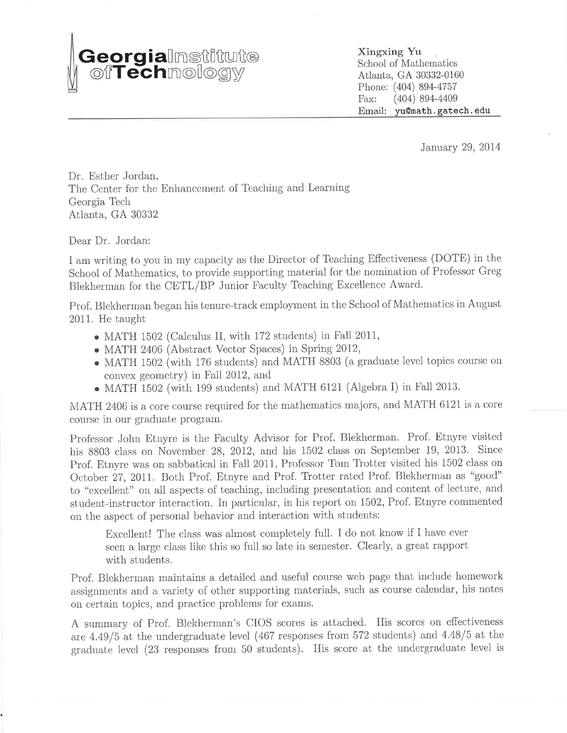**Georgia Institute of Technology**

**Xingxing Yu**
School of Mathematics
Atlanta, GA 30332-0160
Phone: (404) 894-4757
Fax: (404) 894-4409
Email: yu@math.gatech.edu

---

January 29, 2014

Dr. Esther Jordan,
The Center for the Enhancement of Teaching and Learning
Georgia Tech
Atlanta, GA 30332

Dear Dr. Jordan:

I am writing to you in my capacity as the Director of Teaching Effectiveness (DOTE) in the School of Mathematics, to provide supporting material for the nomination of Professor Greg Blekherman for the CETL/BP Junior Faculty Teaching Excellence Award.

Prof. Blekherman began his tenure-track employment in the School of Mathematics in August 2011. He taught

- MATH 1502 (Calculus II, with 172 students) in Fall 2011,
- MATH 2406 (Abstract Vector Spaces) in Spring 2012,
- MATH 1502 (with 176 students) and MATH 8803 (a graduate level topics course on convex geometry) in Fall 2012, and
- MATH 1502 (with 199 students) and MATH 6121 (Algebra I) in Fall 2013.

MATH 2406 is a core course required for the mathematics majors, and MATH 6121 is a core course in our graduate program.

Professor John Etnyre is the Faculty Advisor for Prof. Blekherman. Prof. Etnyre visited his 8803 class on November 28, 2012, and his 1502 class on September 19, 2013. Since Prof. Etnyre was on sabbatical in Fall 2011, Professor Tom Trotter visited his 1502 class on October 27, 2011. Both Prof. Etnyre and Prof. Trotter rated Prof. Blekherman as "good" to "excellent" on all aspects of teaching, including presentation and content of lecture, and student-instructor interaction. In particular, in his report on 1502, Prof. Etnyre commented on the aspect of personal behavior and interaction with students:

> Excellent! The class was almost completely full. I do not know if I have ever seen a large class like this so full so late in semester. Clearly, a great rapport with students.

Prof. Blekherman maintains a detailed and useful course web page that include homework assignments and a variety of other supporting materials, such as course calendar, his notes on certain topics, and practice problems for exams.

A summary of Prof. Blekherman's CIOS scores is attached. His scores on effectiveness are 4.49/5 at the undergraduate level (467 responses from 572 students) and 4.48/5 at the graduate level (23 responses from 50 students). His score at the undergraduate level is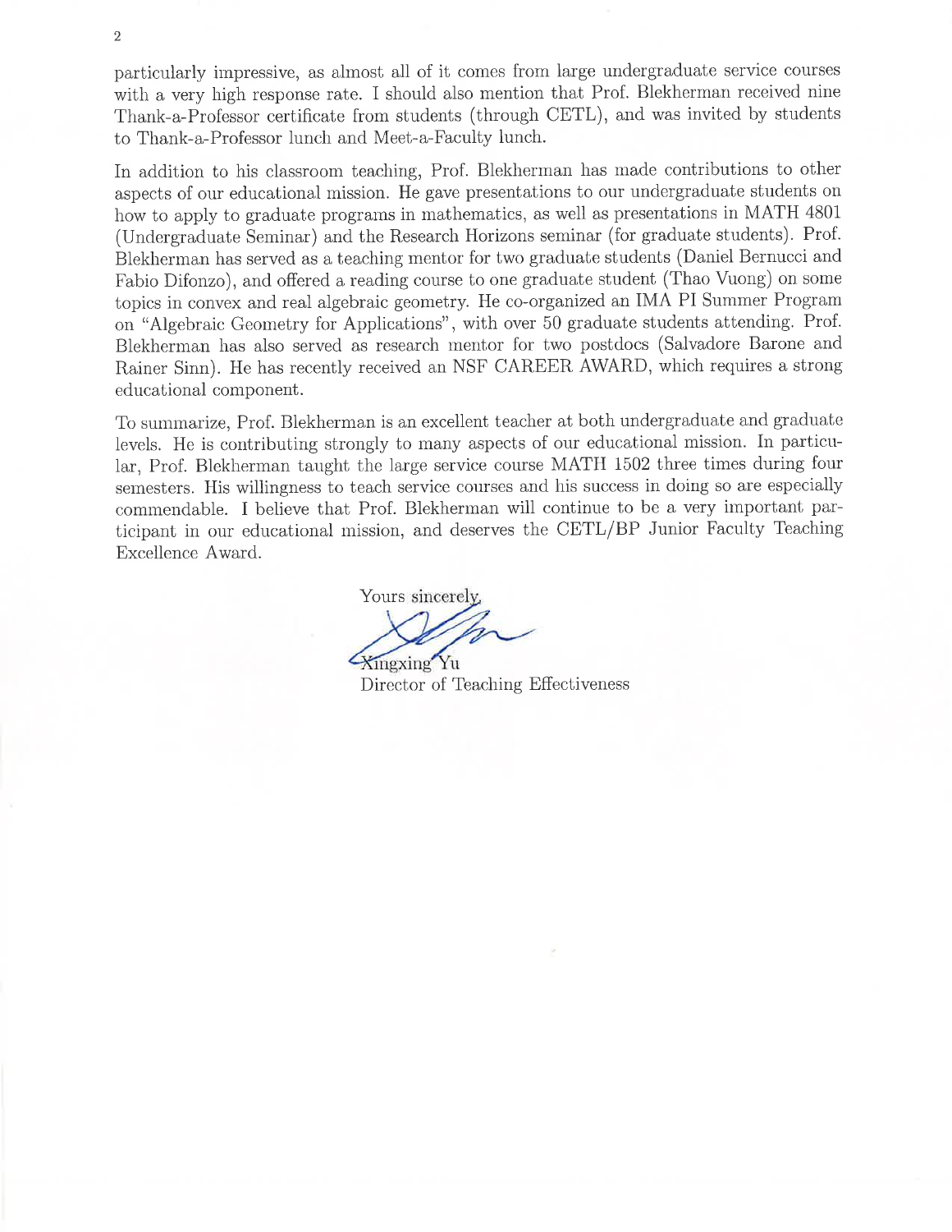particularly impressive, as almost all of it comes from large undergraduate service courses with a very high response rate. I should also mention that Prof. Blekherman received nine Thank-a-Professor certificate from students (through CETL), and was invited by students to Thank-a-Professor lunch and Meet-a-Faculty lunch.

In addition to his classroom teaching, Prof. Blekherman has made contributions to other aspects of our educational mission. He gave presentations to our undergraduate students on how to apply to graduate programs in mathematics, as well as presentations in MATH 4801 (Undergraduate Seminar) and the Research Horizons seminar (for graduate students). Prof. Blekherman has served as a teaching mentor for two graduate students (Daniel Bernucci and Fabio Difonzo), and offered a reading course to one graduate student (Thao Vuong) on some topics in convex and real algebraic geometry. He co-organized an IMA PI Summer Program on "Algebraic Geometry for Applications", with over 50 graduate students attending. Prof. Blekherman has also served as research mentor for two postdocs (Salvadore Barone and Rainer Sinn). He has recently received an NSF CAREER AWARD, which requires a strong educational component.

To summarize, Prof. Blekherman is an excellent teacher at both undergraduate and graduate levels. He is contributing strongly to many aspects of our educational mission. In particular, Prof. Blekherman taught the large service course MATH 1502 three times during four semesters. His willingness to teach service courses and his success in doing so are especially commendable. I believe that Prof. Blekherman will continue to be a very important participant in our educational mission, and deserves the CETL/BP Junior Faculty Teaching Excellence Award.

Yours sincerely,

Xingxing Yu
Director of Teaching Effectiveness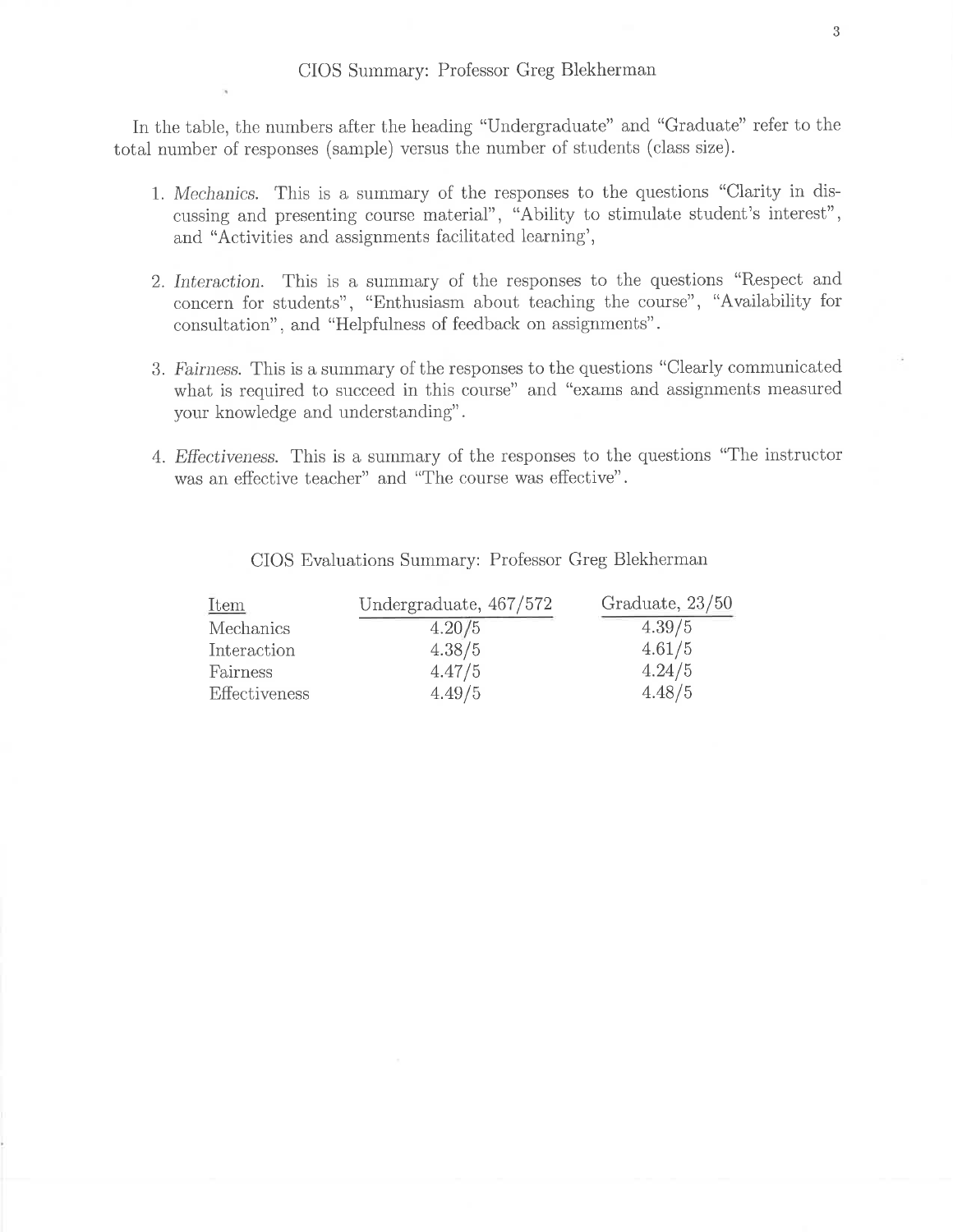## CIOS Summary: Professor Greg Blekherman

In the table, the numbers after the heading "Undergraduate" and "Graduate" refer to the total number of responses (sample) versus the number of students (class size).

1. *Mechanics.* This is a summary of the responses to the questions "Clarity in discussing and presenting course material", "Ability to stimulate student's interest", and "Activities and assignments facilitated learning',
2. *Interaction.* This is a summary of the responses to the questions "Respect and concern for students", "Enthusiasm about teaching the course", "Availability for consultation", and "Helpfulness of feedback on assignments".
3. *Fairness.* This is a summary of the responses to the questions "Clearly communicated what is required to succeed in this course" and "exams and assignments measured your knowledge and understanding".
4. *Effectiveness.* This is a summary of the responses to the questions "The instructor was an effective teacher" and "The course was effective".

CIOS Evaluations Summary: Professor Greg Blekherman

| Item | Undergraduate, 467/572 | Graduate, 23/50 |
| --- | --- | --- |
| Mechanics | 4.20/5 | 4.39/5 |
| Interaction | 4.38/5 | 4.61/5 |
| Fairness | 4.47/5 | 4.24/5 |
| Effectiveness | 4.49/5 | 4.48/5 |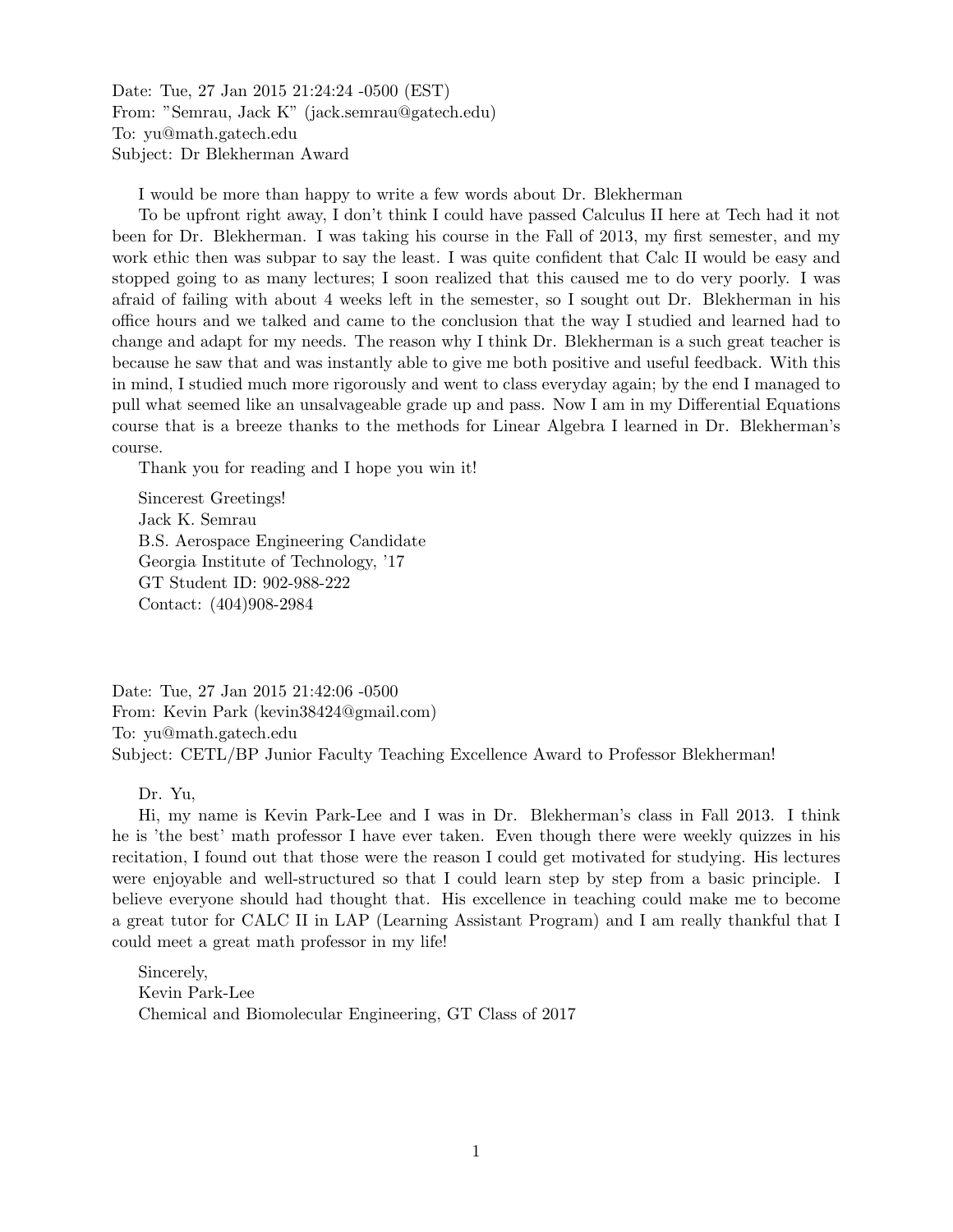Date: Tue, 27 Jan 2015 21:24:24 -0500 (EST)
From: "Semrau, Jack K" (jack.semrau@gatech.edu)
To: yu@math.gatech.edu
Subject: Dr Blekherman Award

I would be more than happy to write a few words about Dr. Blekherman

To be upfront right away, I don't think I could have passed Calculus II here at Tech had it not been for Dr. Blekherman. I was taking his course in the Fall of 2013, my first semester, and my work ethic then was subpar to say the least. I was quite confident that Calc II would be easy and stopped going to as many lectures; I soon realized that this caused me to do very poorly. I was afraid of failing with about 4 weeks left in the semester, so I sought out Dr. Blekherman in his office hours and we talked and came to the conclusion that the way I studied and learned had to change and adapt for my needs. The reason why I think Dr. Blekherman is a such great teacher is because he saw that and was instantly able to give me both positive and useful feedback. With this in mind, I studied much more rigorously and went to class everyday again; by the end I managed to pull what seemed like an unsalvageable grade up and pass. Now I am in my Differential Equations course that is a breeze thanks to the methods for Linear Algebra I learned in Dr. Blekherman's course.

Thank you for reading and I hope you win it!

Sincerest Greetings!
Jack K. Semrau
B.S. Aerospace Engineering Candidate
Georgia Institute of Technology, '17
GT Student ID: 902-988-222
Contact: (404)908-2984

Date: Tue, 27 Jan 2015 21:42:06 -0500
From: Kevin Park (kevin38424@gmail.com)
To: yu@math.gatech.edu
Subject: CETL/BP Junior Faculty Teaching Excellence Award to Professor Blekherman!

Dr. Yu,

Hi, my name is Kevin Park-Lee and I was in Dr. Blekherman's class in Fall 2013. I think he is 'the best' math professor I have ever taken. Even though there were weekly quizzes in his recitation, I found out that those were the reason I could get motivated for studying. His lectures were enjoyable and well-structured so that I could learn step by step from a basic principle. I believe everyone should had thought that. His excellence in teaching could make me to become a great tutor for CALC II in LAP (Learning Assistant Program) and I am really thankful that I could meet a great math professor in my life!

Sincerely,
Kevin Park-Lee
Chemical and Biomolecular Engineering, GT Class of 2017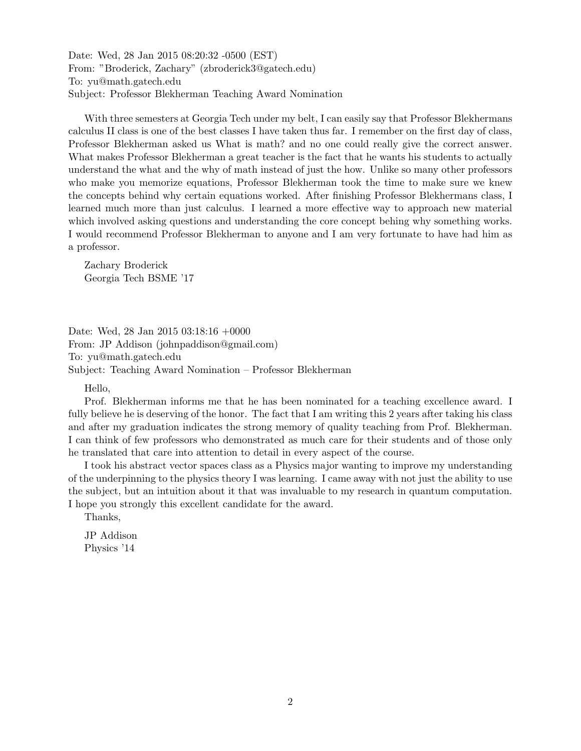Date: Wed, 28 Jan 2015 08:20:32 -0500 (EST)
From: "Broderick, Zachary" (zbroderick3@gatech.edu)
To: yu@math.gatech.edu
Subject: Professor Blekherman Teaching Award Nomination

With three semesters at Georgia Tech under my belt, I can easily say that Professor Blekhermans calculus II class is one of the best classes I have taken thus far. I remember on the first day of class, Professor Blekherman asked us What is math? and no one could really give the correct answer. What makes Professor Blekherman a great teacher is the fact that he wants his students to actually understand the what and the why of math instead of just the how. Unlike so many other professors who make you memorize equations, Professor Blekherman took the time to make sure we knew the concepts behind why certain equations worked. After finishing Professor Blekhermans class, I learned much more than just calculus. I learned a more effective way to approach new material which involved asking questions and understanding the core concept behing why something works. I would recommend Professor Blekherman to anyone and I am very fortunate to have had him as a professor.

Zachary Broderick
Georgia Tech BSME '17

Date: Wed, 28 Jan 2015 03:18:16 +0000
From: JP Addison (johnpaddison@gmail.com)
To: yu@math.gatech.edu
Subject: Teaching Award Nomination – Professor Blekherman

Hello,

Prof. Blekherman informs me that he has been nominated for a teaching excellence award. I fully believe he is deserving of the honor. The fact that I am writing this 2 years after taking his class and after my graduation indicates the strong memory of quality teaching from Prof. Blekherman. I can think of few professors who demonstrated as much care for their students and of those only he translated that care into attention to detail in every aspect of the course.

I took his abstract vector spaces class as a Physics major wanting to improve my understanding of the underpinning to the physics theory I was learning. I came away with not just the ability to use the subject, but an intuition about it that was invaluable to my research in quantum computation. I hope you strongly this excellent candidate for the award.

Thanks,

JP Addison
Physics '14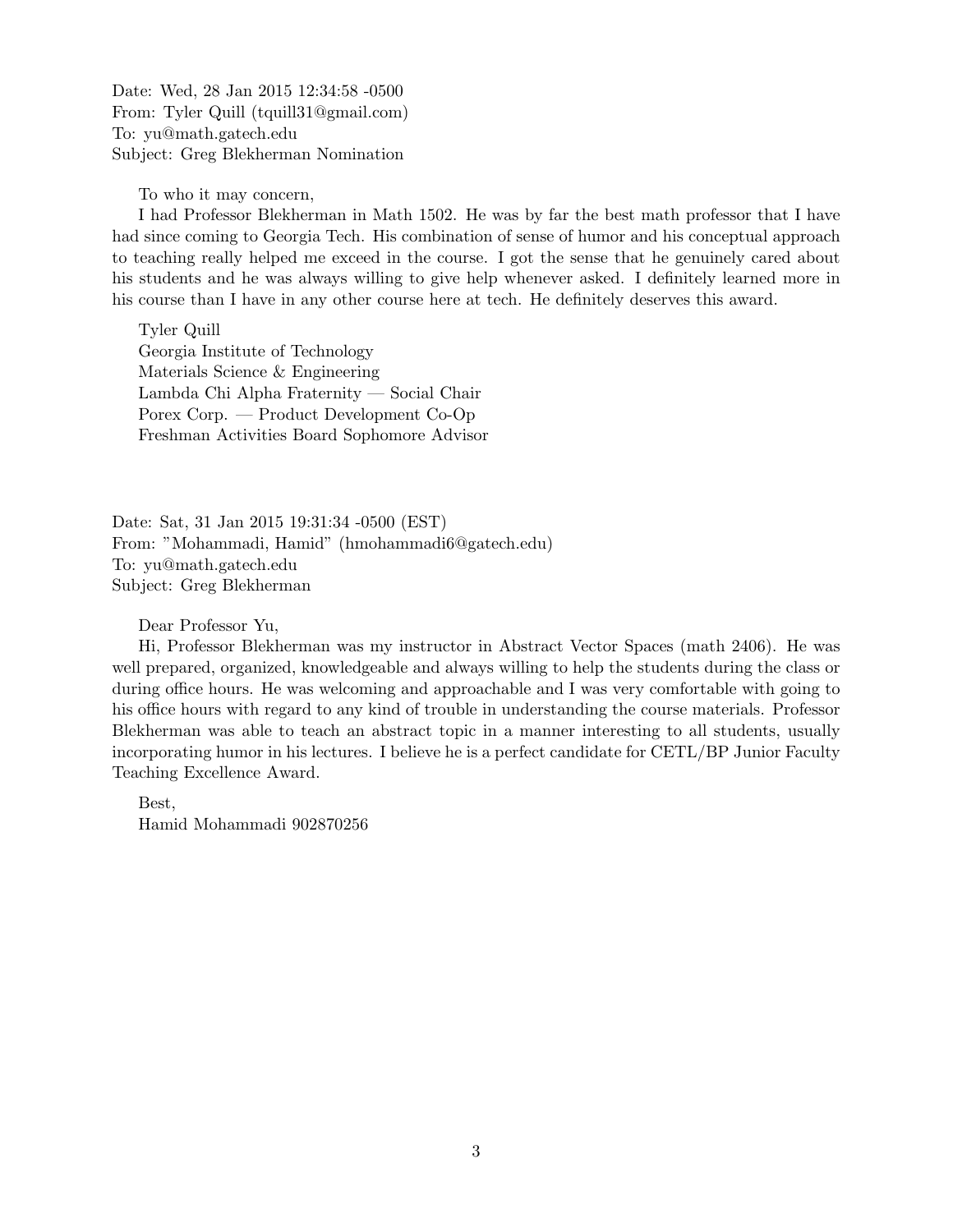Date: Wed, 28 Jan 2015 12:34:58 -0500
From: Tyler Quill (tquill31@gmail.com)
To: yu@math.gatech.edu
Subject: Greg Blekherman Nomination

To who it may concern,

I had Professor Blekherman in Math 1502. He was by far the best math professor that I have had since coming to Georgia Tech. His combination of sense of humor and his conceptual approach to teaching really helped me exceed in the course. I got the sense that he genuinely cared about his students and he was always willing to give help whenever asked. I definitely learned more in his course than I have in any other course here at tech. He definitely deserves this award.

Tyler Quill
Georgia Institute of Technology
Materials Science & Engineering
Lambda Chi Alpha Fraternity — Social Chair
Porex Corp. — Product Development Co-Op
Freshman Activities Board Sophomore Advisor

Date: Sat, 31 Jan 2015 19:31:34 -0500 (EST)
From: "Mohammadi, Hamid" (hmohammadi6@gatech.edu)
To: yu@math.gatech.edu
Subject: Greg Blekherman

Dear Professor Yu,

Hi, Professor Blekherman was my instructor in Abstract Vector Spaces (math 2406). He was well prepared, organized, knowledgeable and always willing to help the students during the class or during office hours. He was welcoming and approachable and I was very comfortable with going to his office hours with regard to any kind of trouble in understanding the course materials. Professor Blekherman was able to teach an abstract topic in a manner interesting to all students, usually incorporating humor in his lectures. I believe he is a perfect candidate for CETL/BP Junior Faculty Teaching Excellence Award.

Best,
Hamid Mohammadi 902870256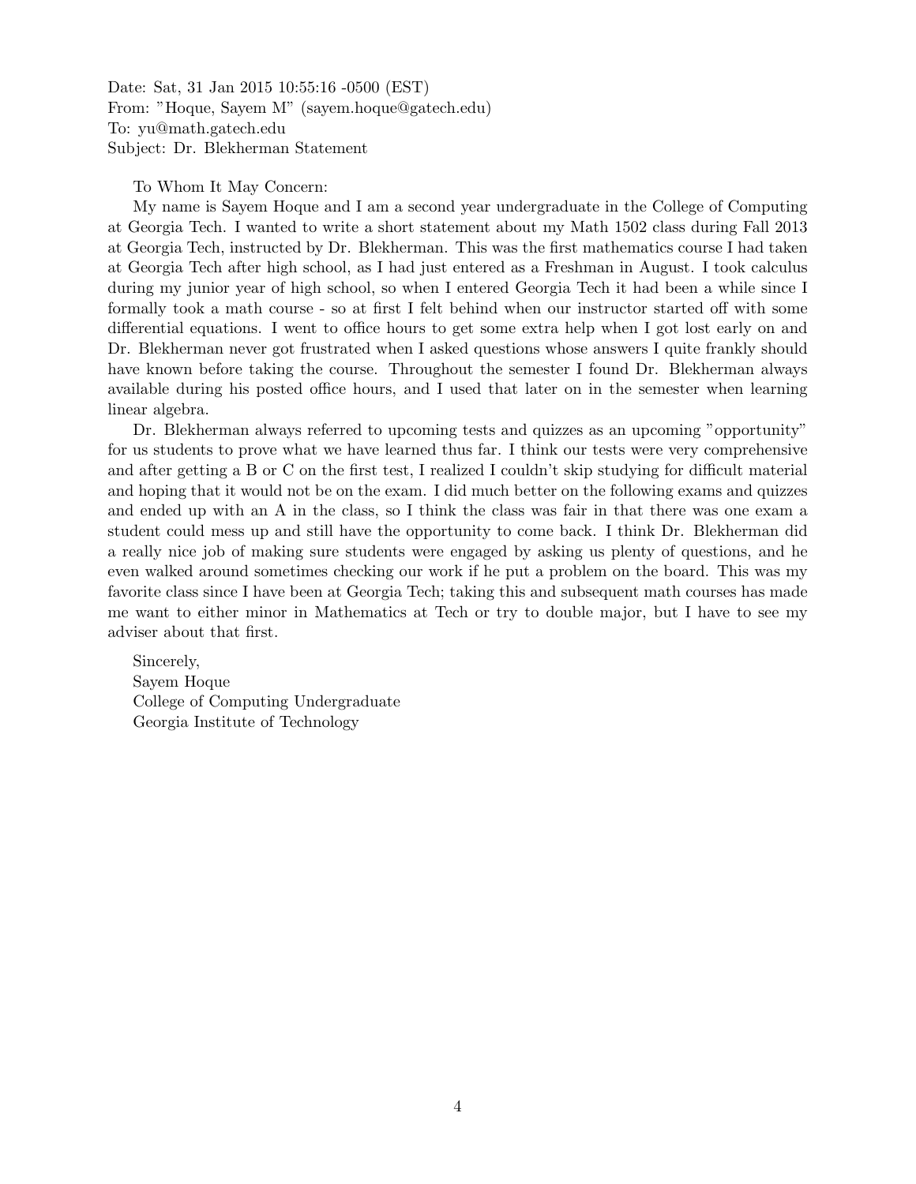Date: Sat, 31 Jan 2015 10:55:16 -0500 (EST)
From: "Hoque, Sayem M" (sayem.hoque@gatech.edu)
To: yu@math.gatech.edu
Subject: Dr. Blekherman Statement

To Whom It May Concern:

My name is Sayem Hoque and I am a second year undergraduate in the College of Computing at Georgia Tech. I wanted to write a short statement about my Math 1502 class during Fall 2013 at Georgia Tech, instructed by Dr. Blekherman. This was the first mathematics course I had taken at Georgia Tech after high school, as I had just entered as a Freshman in August. I took calculus during my junior year of high school, so when I entered Georgia Tech it had been a while since I formally took a math course - so at first I felt behind when our instructor started off with some differential equations. I went to office hours to get some extra help when I got lost early on and Dr. Blekherman never got frustrated when I asked questions whose answers I quite frankly should have known before taking the course. Throughout the semester I found Dr. Blekherman always available during his posted office hours, and I used that later on in the semester when learning linear algebra.

Dr. Blekherman always referred to upcoming tests and quizzes as an upcoming "opportunity" for us students to prove what we have learned thus far. I think our tests were very comprehensive and after getting a B or C on the first test, I realized I couldn't skip studying for difficult material and hoping that it would not be on the exam. I did much better on the following exams and quizzes and ended up with an A in the class, so I think the class was fair in that there was one exam a student could mess up and still have the opportunity to come back. I think Dr. Blekherman did a really nice job of making sure students were engaged by asking us plenty of questions, and he even walked around sometimes checking our work if he put a problem on the board. This was my favorite class since I have been at Georgia Tech; taking this and subsequent math courses has made me want to either minor in Mathematics at Tech or try to double major, but I have to see my adviser about that first.

Sincerely,
Sayem Hoque
College of Computing Undergraduate
Georgia Institute of Technology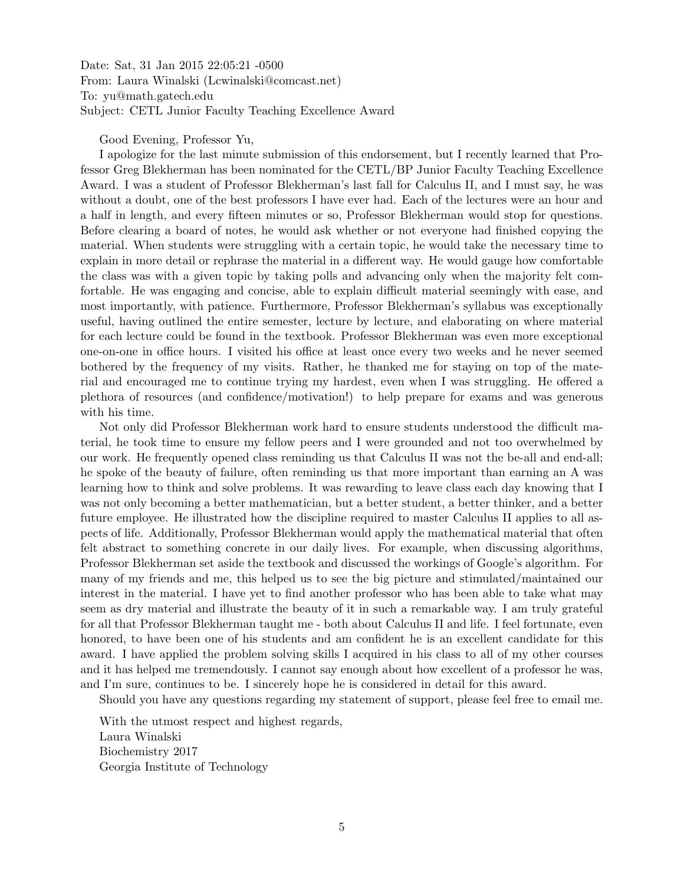Date: Sat, 31 Jan 2015 22:05:21 -0500
From: Laura Winalski (Lcwinalski@comcast.net)
To: yu@math.gatech.edu
Subject: CETL Junior Faculty Teaching Excellence Award

Good Evening, Professor Yu,

I apologize for the last minute submission of this endorsement, but I recently learned that Professor Greg Blekherman has been nominated for the CETL/BP Junior Faculty Teaching Excellence Award. I was a student of Professor Blekherman's last fall for Calculus II, and I must say, he was without a doubt, one of the best professors I have ever had. Each of the lectures were an hour and a half in length, and every fifteen minutes or so, Professor Blekherman would stop for questions. Before clearing a board of notes, he would ask whether or not everyone had finished copying the material. When students were struggling with a certain topic, he would take the necessary time to explain in more detail or rephrase the material in a different way. He would gauge how comfortable the class was with a given topic by taking polls and advancing only when the majority felt comfortable. He was engaging and concise, able to explain difficult material seemingly with ease, and most importantly, with patience. Furthermore, Professor Blekherman's syllabus was exceptionally useful, having outlined the entire semester, lecture by lecture, and elaborating on where material for each lecture could be found in the textbook. Professor Blekherman was even more exceptional one-on-one in office hours. I visited his office at least once every two weeks and he never seemed bothered by the frequency of my visits. Rather, he thanked me for staying on top of the material and encouraged me to continue trying my hardest, even when I was struggling. He offered a plethora of resources (and confidence/motivation!) to help prepare for exams and was generous with his time.

Not only did Professor Blekherman work hard to ensure students understood the difficult material, he took time to ensure my fellow peers and I were grounded and not too overwhelmed by our work. He frequently opened class reminding us that Calculus II was not the be-all and end-all; he spoke of the beauty of failure, often reminding us that more important than earning an A was learning how to think and solve problems. It was rewarding to leave class each day knowing that I was not only becoming a better mathematician, but a better student, a better thinker, and a better future employee. He illustrated how the discipline required to master Calculus II applies to all aspects of life. Additionally, Professor Blekherman would apply the mathematical material that often felt abstract to something concrete in our daily lives. For example, when discussing algorithms, Professor Blekherman set aside the textbook and discussed the workings of Google's algorithm. For many of my friends and me, this helped us to see the big picture and stimulated/maintained our interest in the material. I have yet to find another professor who has been able to take what may seem as dry material and illustrate the beauty of it in such a remarkable way. I am truly grateful for all that Professor Blekherman taught me - both about Calculus II and life. I feel fortunate, even honored, to have been one of his students and am confident he is an excellent candidate for this award. I have applied the problem solving skills I acquired in his class to all of my other courses and it has helped me tremendously. I cannot say enough about how excellent of a professor he was, and I'm sure, continues to be. I sincerely hope he is considered in detail for this award.

Should you have any questions regarding my statement of support, please feel free to email me.

With the utmost respect and highest regards,
Laura Winalski
Biochemistry 2017
Georgia Institute of Technology